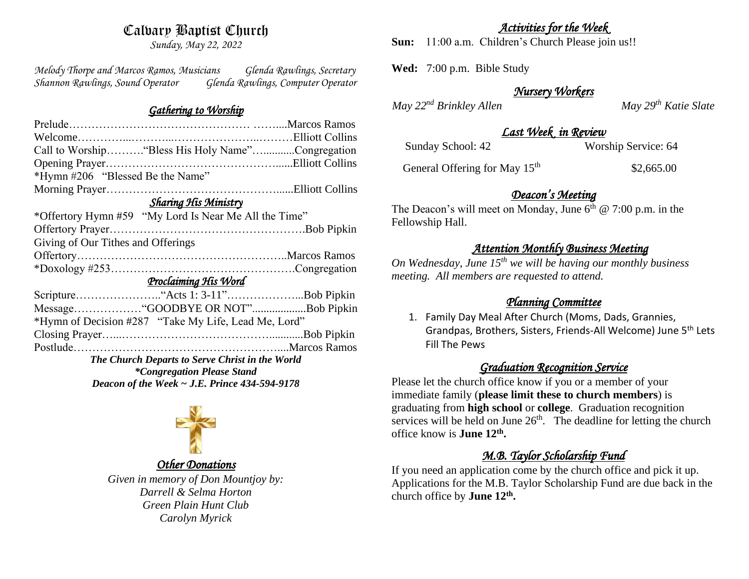# Calvary Baptist Church

*Sunday, May 22, 2022*

*Melody Thorpe and Marcos Ramos, Musicians* *Glenda Rawlings, Secretary*
*Shannon Rawlings, Sound Operator* *Glenda Rawlings, Computer Operator*

## *Gathering to Worship*

Prelude……………………………………… ……....Marcos Ramos
Welcome…………...………...…………………...………Elliott Collins
Call to Worship……….“Bless His Holy Name”…...........Congregation
Opening Prayer……………………………………….......Elliott Collins
*Hymn #206 “Blessed Be the Name”
Morning Prayer………………………………………......Elliott Collins

## *Sharing His Ministry*

*Offertory Hymn #59 “My Lord Is Near Me All the Time”
Offertory Prayer…………………………………………….Bob Pipkin
Giving of Our Tithes and Offerings
Offertory………………………………………………..Marcos Ramos
*Doxology #253………………………………………….Congregation

## *Proclaiming His Word*

Scripture…………………..“Acts 1: 3-11”………………...Bob Pipkin
Message………………“GOODBYE OR NOT”...................Bob Pipkin
*Hymn of Decision #287 “Take My Life, Lead Me, Lord”
Closing Prayer…...…………………………………............Bob Pipkin
Postlude………………………………….…………....Marcos Ramos

***The Church Departs to Serve Christ in the World***
***\*Congregation Please Stand***
***Deacon of the Week ~ J.E. Prince 434-594-9178***

## *Other Donations*

*Given in memory of Don Mountjoy by:*
*Darrell & Selma Horton*
*Green Plain Hunt Club*
*Carolyn Myrick*

## *Activities for the Week*

**Sun:** 11:00 a.m. Children’s Church Please join us!!

**Wed:** 7:00 p.m. Bible Study

## *Nursery Workers*

*May 22nd Brinkley Allen* *May 29th Katie Slate*

## *Last Week in Review*

| Sunday School: 42 | Worship Service: 64 |
|---|---|
| General Offering for May 15th | $2,665.00 |

## *Deacon’s Meeting*

The Deacon’s will meet on Monday, June 6th @ 7:00 p.m. in the Fellowship Hall.

## *Attention Monthly Business Meeting*

*On Wednesday, June 15th we will be having our monthly business meeting. All members are requested to attend.*

## *Planning Committee*

1. Family Day Meal After Church (Moms, Dads, Grannies, Grandpas, Brothers, Sisters, Friends-All Welcome) June 5th Lets Fill The Pews

## *Graduation Recognition Service*

Please let the church office know if you or a member of your immediate family (**please limit these to church members**) is graduating from **high school** or **college**. Graduation recognition services will be held on June 26th. The deadline for letting the church office know is **June 12th.**

## *M.B. Taylor Scholarship Fund*

If you need an application come by the church office and pick it up. Applications for the M.B. Taylor Scholarship Fund are due back in the church office by **June 12th.**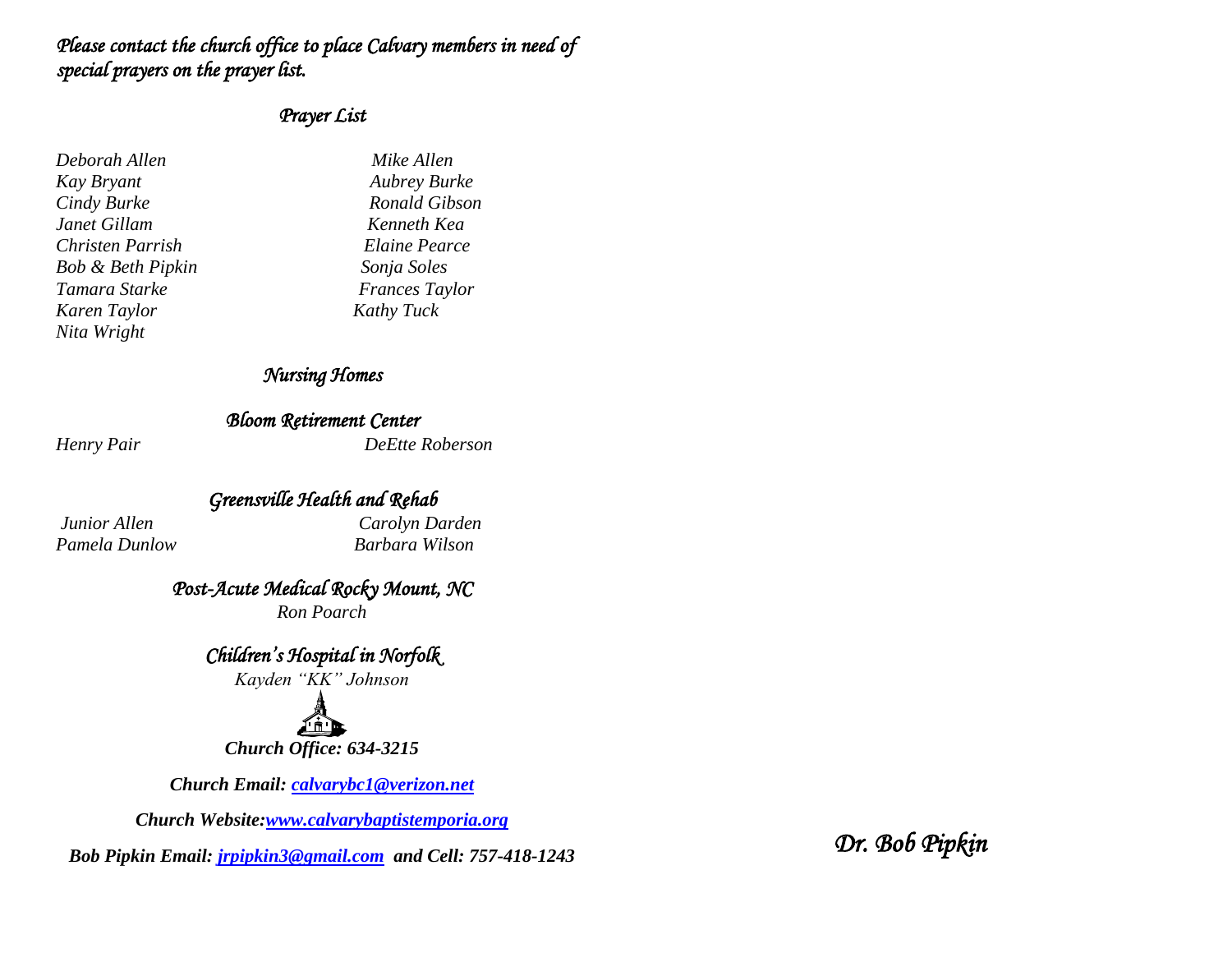*Please contact the church office to place Calvary members in need of special prayers on the prayer list.*

## *Prayer List*

| | |
|---|---|
| *Deborah Allen* | *Mike Allen* |
| *Kay Bryant* | *Aubrey Burke* |
| *Cindy Burke* | *Ronald Gibson* |
| *Janet Gillam* | *Kenneth Kea* |
| *Christen Parrish* | *Elaine Pearce* |
| *Bob & Beth Pipkin* | *Sonja Soles* |
| *Tamara Starke* | *Frances Taylor* |
| *Karen Taylor* | *Kathy Tuck* |
| *Nita Wright* | |

## *Nursing Homes*

### *Bloom Retirement Center*

| | |
|---|---|
| *Henry Pair* | *DeEtte Roberson* |

### *Greensville Health and Rehab*

| | |
|---|---|
| *Junior Allen* | *Carolyn Darden* |
| *Pamela Dunlow* | *Barbara Wilson* |

### *Post-Acute Medical Rocky Mount, NC*

*Ron Poarch*

### *Children's Hospital in Norfolk*

*Kayden "KK" Johnson*

***Church Office: 634-3215***

***Church Email: calvarybc1@verizon.net***

***Church Website: www.calvarybaptistemporia.org***

***Bob Pipkin Email: jrpipkin3@gmail.com and Cell: 757-418-1243***

*Dr. Bob Pipkin*